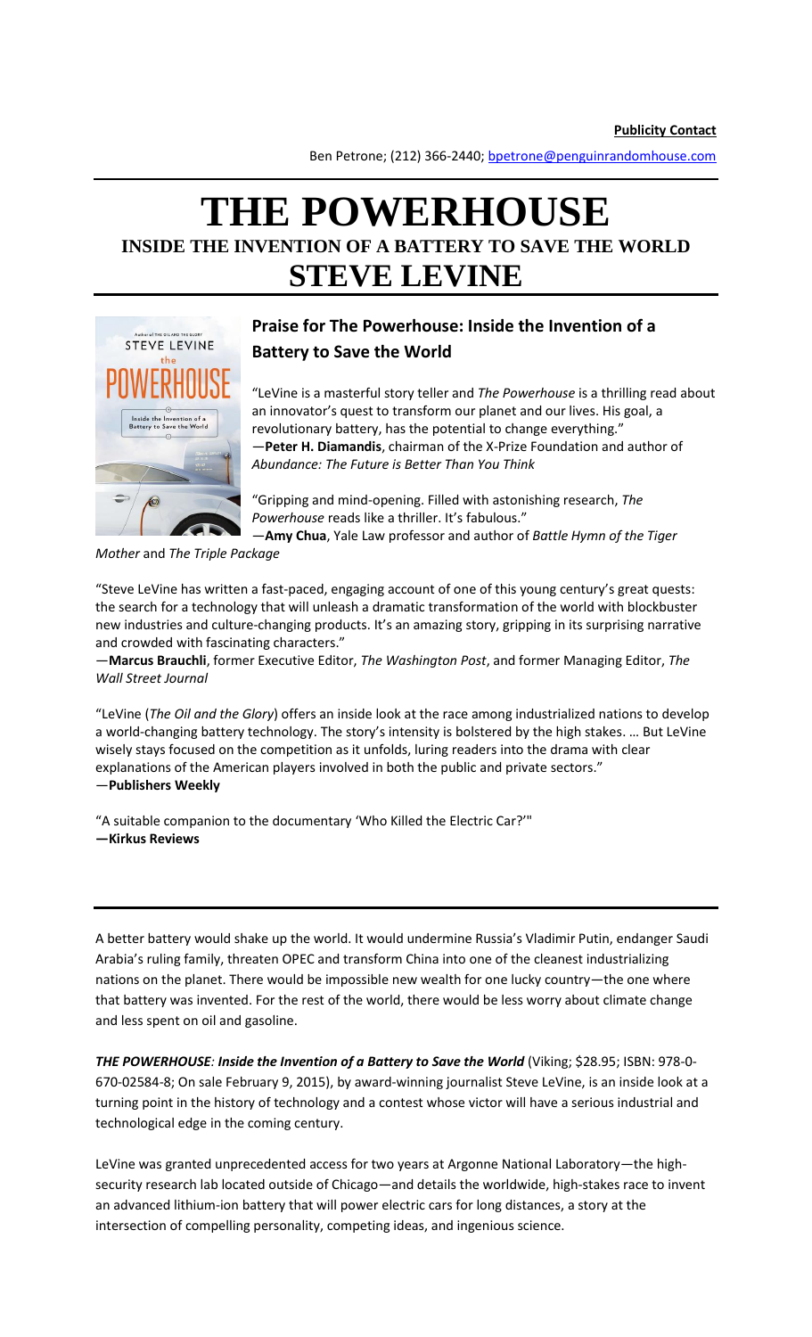**Publicity Contact**

Ben Petrone; (212) 366-2440; bpetrone@penguinrandomhouse.com

# THE POWERHOUSE

## INSIDE THE INVENTION OF A BATTERY TO SAVE THE WORLD

# STEVE LEVINE

### Praise for The Powerhouse: Inside the Invention of a Battery to Save the World

"LeVine is a masterful story teller and *The Powerhouse* is a thrilling read about an innovator's quest to transform our planet and our lives. His goal, a revolutionary battery, has the potential to change everything."
—**Peter H. Diamandis**, chairman of the X-Prize Foundation and author of *Abundance: The Future is Better Than You Think*

"Gripping and mind-opening. Filled with astonishing research, *The Powerhouse* reads like a thriller. It's fabulous."
—**Amy Chua**, Yale Law professor and author of *Battle Hymn of the Tiger Mother* and *The Triple Package*

"Steve LeVine has written a fast-paced, engaging account of one of this young century's great quests: the search for a technology that will unleash a dramatic transformation of the world with blockbuster new industries and culture-changing products. It's an amazing story, gripping in its surprising narrative and crowded with fascinating characters."
—**Marcus Brauchli**, former Executive Editor, *The Washington Post*, and former Managing Editor, *The Wall Street Journal*

"LeVine (*The Oil and the Glory*) offers an inside look at the race among industrialized nations to develop a world-changing battery technology. The story's intensity is bolstered by the high stakes. … But LeVine wisely stays focused on the competition as it unfolds, luring readers into the drama with clear explanations of the American players involved in both the public and private sectors."
—**Publishers Weekly**

"A suitable companion to the documentary 'Who Killed the Electric Car?'"
**—Kirkus Reviews**

---

A better battery would shake up the world. It would undermine Russia's Vladimir Putin, endanger Saudi Arabia's ruling family, threaten OPEC and transform China into one of the cleanest industrializing nations on the planet. There would be impossible new wealth for one lucky country—the one where that battery was invented. For the rest of the world, there would be less worry about climate change and less spent on oil and gasoline.

***THE POWERHOUSE**: **Inside the Invention of a Battery to Save the World*** (Viking; $28.95; ISBN: 978-0-670-02584-8; On sale February 9, 2015), by award-winning journalist Steve LeVine, is an inside look at a turning point in the history of technology and a contest whose victor will have a serious industrial and technological edge in the coming century.

LeVine was granted unprecedented access for two years at Argonne National Laboratory—the high-security research lab located outside of Chicago—and details the worldwide, high-stakes race to invent an advanced lithium-ion battery that will power electric cars for long distances, a story at the intersection of compelling personality, competing ideas, and ingenious science.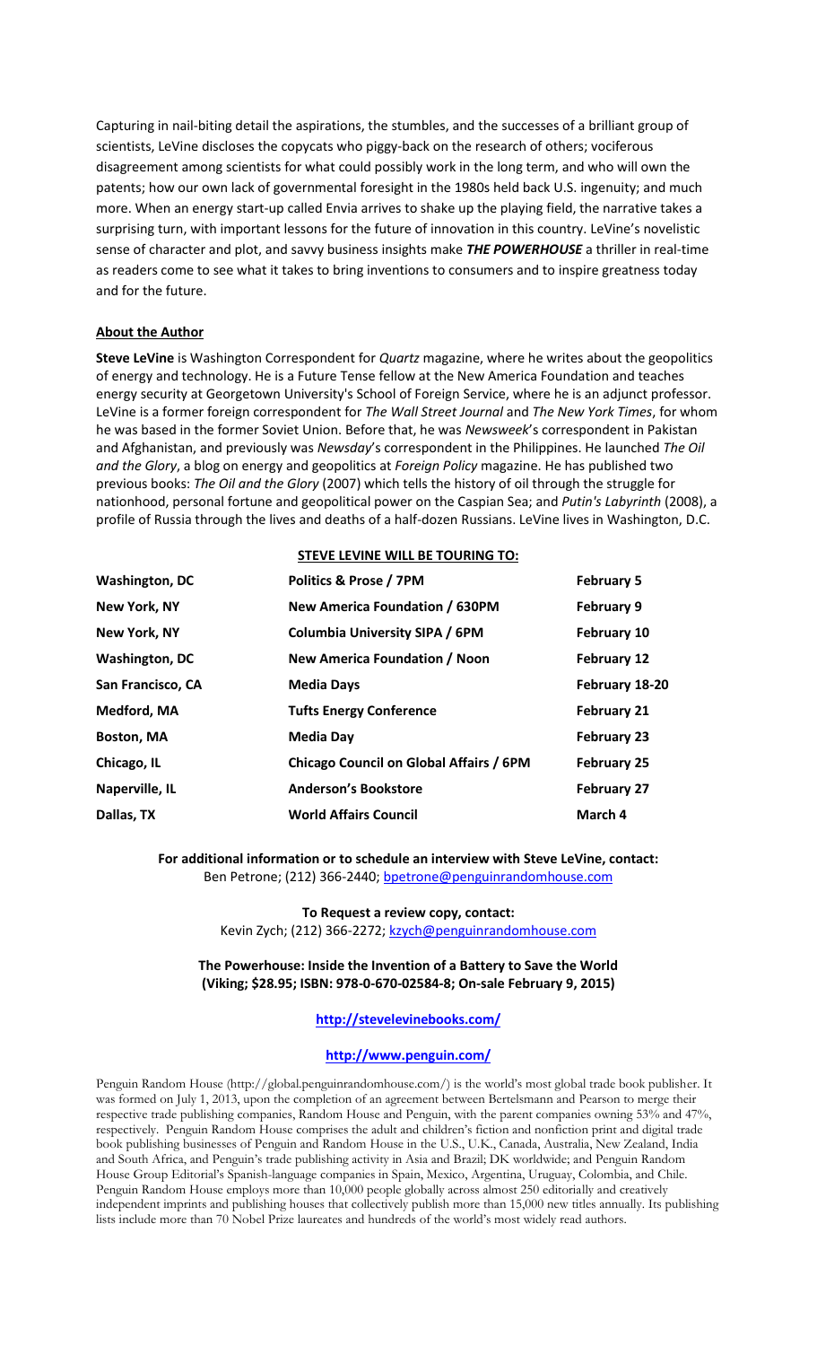Capturing in nail-biting detail the aspirations, the stumbles, and the successes of a brilliant group of scientists, LeVine discloses the copycats who piggy-back on the research of others; vociferous disagreement among scientists for what could possibly work in the long term, and who will own the patents; how our own lack of governmental foresight in the 1980s held back U.S. ingenuity; and much more. When an energy start-up called Envia arrives to shake up the playing field, the narrative takes a surprising turn, with important lessons for the future of innovation in this country. LeVine's novelistic sense of character and plot, and savvy business insights make ***THE POWERHOUSE*** a thriller in real-time as readers come to see what it takes to bring inventions to consumers and to inspire greatness today and for the future.

**About the Author**

**Steve LeVine** is Washington Correspondent for *Quartz* magazine, where he writes about the geopolitics of energy and technology. He is a Future Tense fellow at the New America Foundation and teaches energy security at Georgetown University's School of Foreign Service, where he is an adjunct professor. LeVine is a former foreign correspondent for *The Wall Street Journal* and *The New York Times*, for whom he was based in the former Soviet Union. Before that, he was *Newsweek*'s correspondent in Pakistan and Afghanistan, and previously was *Newsday*'s correspondent in the Philippines. He launched *The Oil and the Glory*, a blog on energy and geopolitics at *Foreign Policy* magazine. He has published two previous books: *The Oil and the Glory* (2007) which tells the history of oil through the struggle for nationhood, personal fortune and geopolitical power on the Caspian Sea; and *Putin's Labyrinth* (2008), a profile of Russia through the lives and deaths of a half-dozen Russians. LeVine lives in Washington, D.C.

**STEVE LEVINE WILL BE TOURING TO:**

| | | |
|---|---|---|
| **Washington, DC** | **Politics & Prose / 7PM** | **February 5** |
| **New York, NY** | **New America Foundation / 630PM** | **February 9** |
| **New York, NY** | **Columbia University SIPA / 6PM** | **February 10** |
| **Washington, DC** | **New America Foundation / Noon** | **February 12** |
| **San Francisco, CA** | **Media Days** | **February 18-20** |
| **Medford, MA** | **Tufts Energy Conference** | **February 21** |
| **Boston, MA** | **Media Day** | **February 23** |
| **Chicago, IL** | **Chicago Council on Global Affairs / 6PM** | **February 25** |
| **Naperville, IL** | **Anderson's Bookstore** | **February 27** |
| **Dallas, TX** | **World Affairs Council** | **March 4** |

**For additional information or to schedule an interview with Steve LeVine, contact:**
Ben Petrone; (212) 366-2440; bpetrone@penguinrandomhouse.com

**To Request a review copy, contact:**
Kevin Zych; (212) 366-2272; kzych@penguinrandomhouse.com

**The Powerhouse: Inside the Invention of a Battery to Save the World**
**(Viking; $28.95; ISBN: 978-0-670-02584-8; On-sale February 9, 2015)**

**http://stevelevinebooks.com/**

**http://www.penguin.com/**

Penguin Random House (http://global.penguinrandomhouse.com/) is the world's most global trade book publisher. It was formed on July 1, 2013, upon the completion of an agreement between Bertelsmann and Pearson to merge their respective trade publishing companies, Random House and Penguin, with the parent companies owning 53% and 47%, respectively. Penguin Random House comprises the adult and children's fiction and nonfiction print and digital trade book publishing businesses of Penguin and Random House in the U.S., U.K., Canada, Australia, New Zealand, India and South Africa, and Penguin's trade publishing activity in Asia and Brazil; DK worldwide; and Penguin Random House Group Editorial's Spanish-language companies in Spain, Mexico, Argentina, Uruguay, Colombia, and Chile. Penguin Random House employs more than 10,000 people globally across almost 250 editorially and creatively independent imprints and publishing houses that collectively publish more than 15,000 new titles annually. Its publishing lists include more than 70 Nobel Prize laureates and hundreds of the world's most widely read authors.